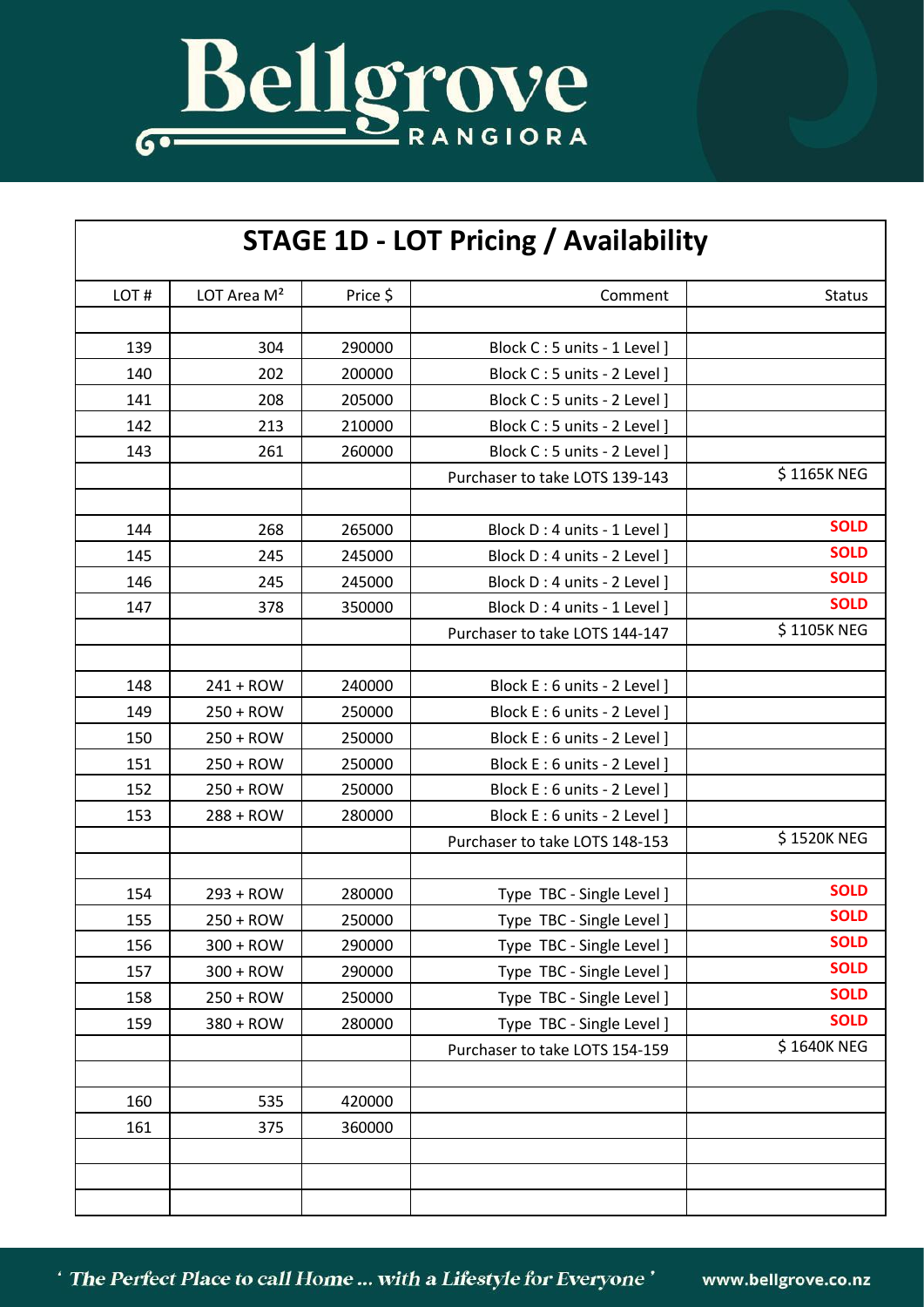# Bellgrove RANGIORA

## STAGE 1D - LOT Pricing / Availability

| LOT # | LOT Area M² | Price $ | Comment | Status |
|---|---|---|---|---|
| | | | | |
| 139 | 304 | 290000 | Block C : 5 units - 1 Level ] | |
| 140 | 202 | 200000 | Block C : 5 units - 2 Level ] | |
| 141 | 208 | 205000 | Block C : 5 units - 2 Level ] | |
| 142 | 213 | 210000 | Block C : 5 units - 2 Level ] | |
| 143 | 261 | 260000 | Block C : 5 units - 2 Level ] | |
| | | | Purchaser to take LOTS 139-143 | $ 1165K NEG |
| | | | | |
| 144 | 268 | 265000 | Block D : 4 units - 1 Level ] | **SOLD** |
| 145 | 245 | 245000 | Block D : 4 units - 2 Level ] | **SOLD** |
| 146 | 245 | 245000 | Block D : 4 units - 2 Level ] | **SOLD** |
| 147 | 378 | 350000 | Block D : 4 units - 1 Level ] | **SOLD** |
| | | | Purchaser to take LOTS 144-147 | $ 1105K NEG |
| | | | | |
| 148 | 241 + ROW | 240000 | Block E : 6 units - 2 Level ] | |
| 149 | 250 + ROW | 250000 | Block E : 6 units - 2 Level ] | |
| 150 | 250 + ROW | 250000 | Block E : 6 units - 2 Level ] | |
| 151 | 250 + ROW | 250000 | Block E : 6 units - 2 Level ] | |
| 152 | 250 + ROW | 250000 | Block E : 6 units - 2 Level ] | |
| 153 | 288 + ROW | 280000 | Block E : 6 units - 2 Level ] | |
| | | | Purchaser to take LOTS 148-153 | $ 1520K NEG |
| | | | | |
| 154 | 293 + ROW | 280000 | Type TBC - Single Level ] | **SOLD** |
| 155 | 250 + ROW | 250000 | Type TBC - Single Level ] | **SOLD** |
| 156 | 300 + ROW | 290000 | Type TBC - Single Level ] | **SOLD** |
| 157 | 300 + ROW | 290000 | Type TBC - Single Level ] | **SOLD** |
| 158 | 250 + ROW | 250000 | Type TBC - Single Level ] | **SOLD** |
| 159 | 380 + ROW | 280000 | Type TBC - Single Level ] | **SOLD** |
| | | | Purchaser to take LOTS 154-159 | $ 1640K NEG |
| | | | | |
| 160 | 535 | 420000 | | |
| 161 | 375 | 360000 | | |
| | | | | |
| | | | | |
| | | | | |

*' The Perfect Place to call Home ... with a Lifestyle for Everyone '* www.bellgrove.co.nz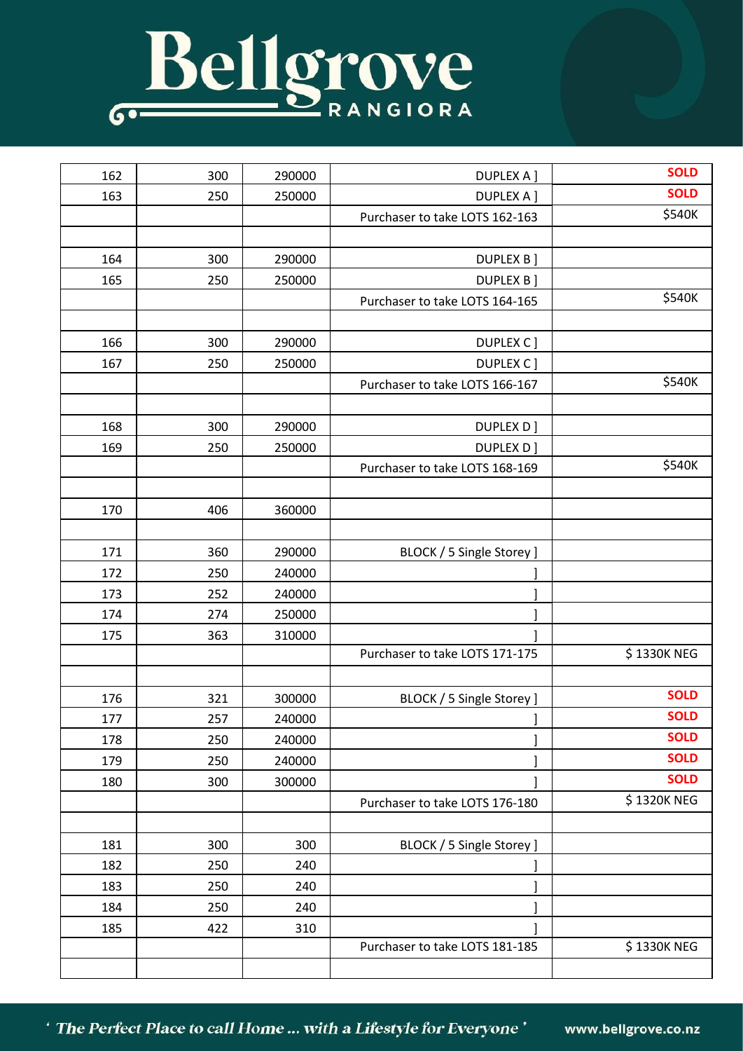# Bellgrove RANGIORA

| | | | | |
|---|---|---|---|---|
| 162 | 300 | 290000 | DUPLEX A ] | **SOLD** |
| 163 | 250 | 250000 | DUPLEX A ] | **SOLD** |
| | | | Purchaser to take LOTS 162-163 | $540K |
| | | | | |
| 164 | 300 | 290000 | DUPLEX B ] | |
| 165 | 250 | 250000 | DUPLEX B ] | |
| | | | Purchaser to take LOTS 164-165 | $540K |
| | | | | |
| 166 | 300 | 290000 | DUPLEX C ] | |
| 167 | 250 | 250000 | DUPLEX C ] | |
| | | | Purchaser to take LOTS 166-167 | $540K |
| | | | | |
| 168 | 300 | 290000 | DUPLEX D ] | |
| 169 | 250 | 250000 | DUPLEX D ] | |
| | | | Purchaser to take LOTS 168-169 | $540K |
| | | | | |
| 170 | 406 | 360000 | | |
| | | | | |
| 171 | 360 | 290000 | BLOCK / 5 Single Storey ] | |
| 172 | 250 | 240000 | ] | |
| 173 | 252 | 240000 | ] | |
| 174 | 274 | 250000 | ] | |
| 175 | 363 | 310000 | ] | |
| | | | Purchaser to take LOTS 171-175 | $ 1330K NEG |
| | | | | |
| 176 | 321 | 300000 | BLOCK / 5 Single Storey ] | **SOLD** |
| 177 | 257 | 240000 | ] | **SOLD** |
| 178 | 250 | 240000 | ] | **SOLD** |
| 179 | 250 | 240000 | ] | **SOLD** |
| 180 | 300 | 300000 | ] | **SOLD** |
| | | | Purchaser to take LOTS 176-180 | $ 1320K NEG |
| | | | | |
| 181 | 300 | 300 | BLOCK / 5 Single Storey ] | |
| 182 | 250 | 240 | ] | |
| 183 | 250 | 240 | ] | |
| 184 | 250 | 240 | ] | |
| 185 | 422 | 310 | ] | |
| | | | Purchaser to take LOTS 181-185 | $ 1330K NEG |
| | | | | |

*' The Perfect Place to call Home ... with a Lifestyle for Everyone '* www.bellgrove.co.nz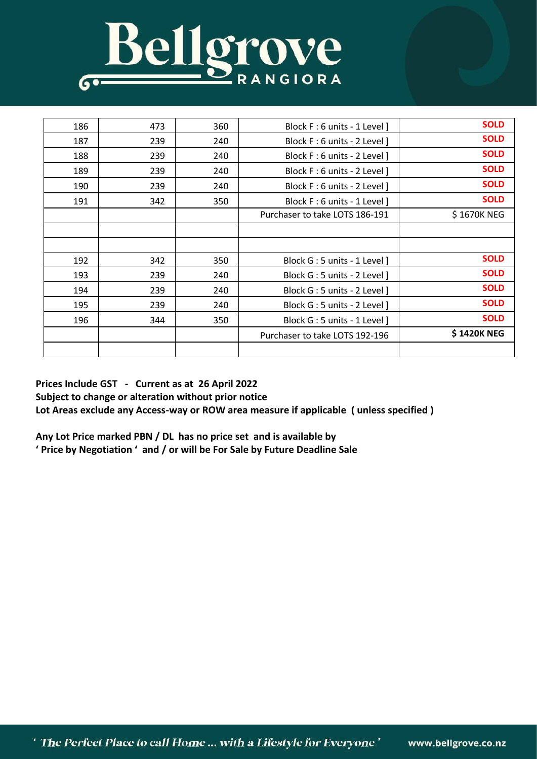| | | | | |
|---|---|---|---|---|
| 186 | 473 | 360 | Block F : 6 units - 1 Level ] | **SOLD** |
| 187 | 239 | 240 | Block F : 6 units - 2 Level ] | **SOLD** |
| 188 | 239 | 240 | Block F : 6 units - 2 Level ] | **SOLD** |
| 189 | 239 | 240 | Block F : 6 units - 2 Level ] | **SOLD** |
| 190 | 239 | 240 | Block F : 6 units - 2 Level ] | **SOLD** |
| 191 | 342 | 350 | Block F : 6 units - 1 Level ] | **SOLD** |
| | | | Purchaser to take LOTS 186-191 | $ 1670K NEG |
| | | | | |
| | | | | |
| 192 | 342 | 350 | Block G : 5 units - 1 Level ] | **SOLD** |
| 193 | 239 | 240 | Block G : 5 units - 2 Level ] | **SOLD** |
| 194 | 239 | 240 | Block G : 5 units - 2 Level ] | **SOLD** |
| 195 | 239 | 240 | Block G : 5 units - 2 Level ] | **SOLD** |
| 196 | 344 | 350 | Block G : 5 units - 1 Level ] | **SOLD** |
| | | | Purchaser to take LOTS 192-196 | **$ 1420K NEG** |
| | | | | |

**Prices Include GST - Current as at 26 April 2022**
**Subject to change or alteration without prior notice**
**Lot Areas exclude any Access-way or ROW area measure if applicable ( unless specified )**

**Any Lot Price marked PBN / DL has no price set and is available by**
**' Price by Negotiation ' and / or will be For Sale by Future Deadline Sale**